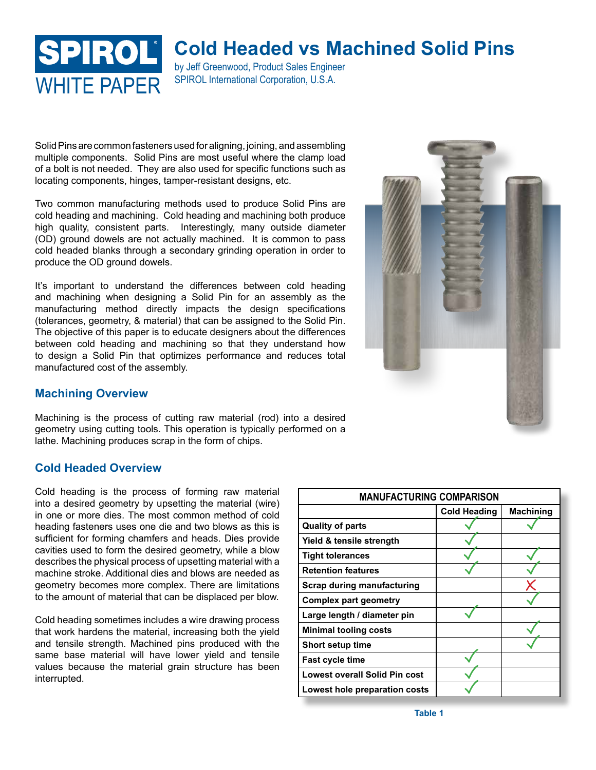# Cold Headed vs Machined Solid Pins

SPIROL WHITE PAPER

by Jeff Greenwood, Product Sales Engineer
SPIROL International Corporation, U.S.A.

Solid Pins are common fasteners used for aligning, joining, and assembling multiple components. Solid Pins are most useful where the clamp load of a bolt is not needed. They are also used for specific functions such as locating components, hinges, tamper-resistant designs, etc.

Two common manufacturing methods used to produce Solid Pins are cold heading and machining. Cold heading and machining both produce high quality, consistent parts. Interestingly, many outside diameter (OD) ground dowels are not actually machined. It is common to pass cold headed blanks through a secondary grinding operation in order to produce the OD ground dowels.

It's important to understand the differences between cold heading and machining when designing a Solid Pin for an assembly as the manufacturing method directly impacts the design specifications (tolerances, geometry, & material) that can be assigned to the Solid Pin. The objective of this paper is to educate designers about the differences between cold heading and machining so that they understand how to design a Solid Pin that optimizes performance and reduces total manufactured cost of the assembly.

## Machining Overview

Machining is the process of cutting raw material (rod) into a desired geometry using cutting tools. This operation is typically performed on a lathe. Machining produces scrap in the form of chips.

## Cold Headed Overview

Cold heading is the process of forming raw material into a desired geometry by upsetting the material (wire) in one or more dies. The most common method of cold heading fasteners uses one die and two blows as this is sufficient for forming chamfers and heads. Dies provide cavities used to form the desired geometry, while a blow describes the physical process of upsetting material with a machine stroke. Additional dies and blows are needed as geometry becomes more complex. There are limitations to the amount of material that can be displaced per blow.

Cold heading sometimes includes a wire drawing process that work hardens the material, increasing both the yield and tensile strength. Machined pins produced with the same base material will have lower yield and tensile values because the material grain structure has been interrupted.

| MANUFACTURING COMPARISON | | |
|---|---|---|
| | **Cold Heading** | **Machining** |
| **Quality of parts** | ✓ | ✓ |
| **Yield & tensile strength** | ✓ | |
| **Tight tolerances** | ✓ | ✓ |
| **Retention features** | ✓ | ✓ |
| **Scrap during manufacturing** | | ✗ |
| **Complex part geometry** | | ✓ |
| **Large length / diameter pin** | ✓ | |
| **Minimal tooling costs** | | ✓ |
| **Short setup time** | | ✓ |
| **Fast cycle time** | ✓ | |
| **Lowest overall Solid Pin cost** | ✓ | |
| **Lowest hole preparation costs** | ✓ | |

Table 1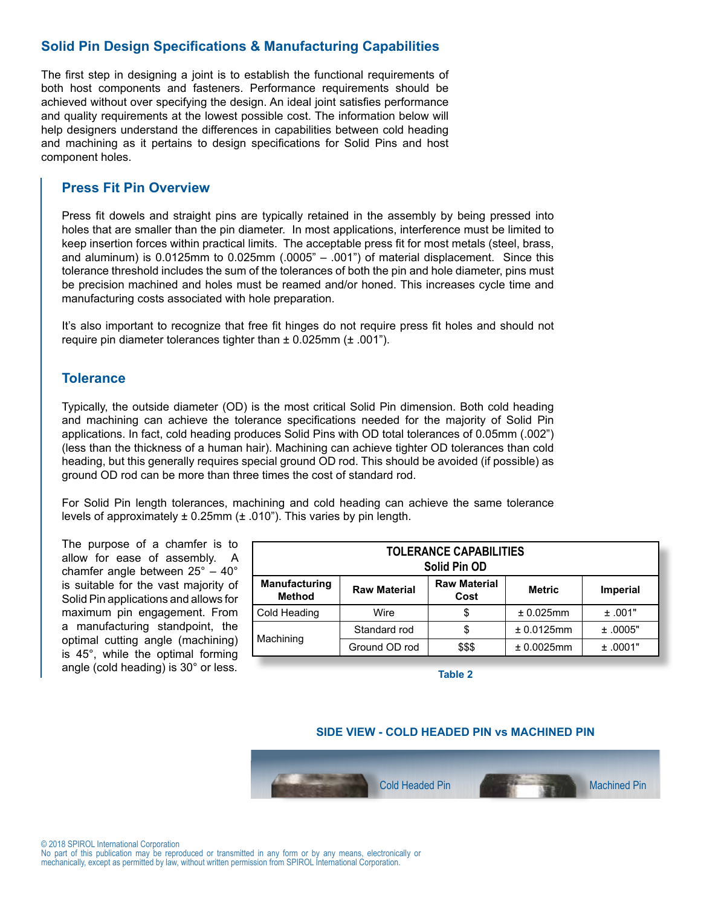## Solid Pin Design Specifications & Manufacturing Capabilities

The first step in designing a joint is to establish the functional requirements of both host components and fasteners. Performance requirements should be achieved without over specifying the design. An ideal joint satisfies performance and quality requirements at the lowest possible cost. The information below will help designers understand the differences in capabilities between cold heading and machining as it pertains to design specifications for Solid Pins and host component holes.

### Press Fit Pin Overview

Press fit dowels and straight pins are typically retained in the assembly by being pressed into holes that are smaller than the pin diameter. In most applications, interference must be limited to keep insertion forces within practical limits. The acceptable press fit for most metals (steel, brass, and aluminum) is 0.0125mm to 0.025mm (.0005" – .001") of material displacement. Since this tolerance threshold includes the sum of the tolerances of both the pin and hole diameter, pins must be precision machined and holes must be reamed and/or honed. This increases cycle time and manufacturing costs associated with hole preparation.

It's also important to recognize that free fit hinges do not require press fit holes and should not require pin diameter tolerances tighter than ± 0.025mm (± .001").

### Tolerance

Typically, the outside diameter (OD) is the most critical Solid Pin dimension. Both cold heading and machining can achieve the tolerance specifications needed for the majority of Solid Pin applications. In fact, cold heading produces Solid Pins with OD total tolerances of 0.05mm (.002") (less than the thickness of a human hair). Machining can achieve tighter OD tolerances than cold heading, but this generally requires special ground OD rod. This should be avoided (if possible) as ground OD rod can be more than three times the cost of standard rod.

For Solid Pin length tolerances, machining and cold heading can achieve the same tolerance levels of approximately ± 0.25mm (± .010"). This varies by pin length.

The purpose of a chamfer is to allow for ease of assembly. A chamfer angle between 25° – 40° is suitable for the vast majority of Solid Pin applications and allows for maximum pin engagement. From a manufacturing standpoint, the optimal cutting angle (machining) is 45°, while the optimal forming angle (cold heading) is 30° or less.

**TOLERANCE CAPABILITIES**
**Solid Pin OD**

| Manufacturing Method | Raw Material | Raw Material Cost | Metric | Imperial |
|---|---|---|---|---|
| Cold Heading | Wire | $ | ± 0.025mm | ± .001" |
| Machining | Standard rod | $ | ± 0.0125mm | ± .0005" |
| | Ground OD rod | $$$ | ± 0.0025mm | ± .0001" |

Table 2

**SIDE VIEW - COLD HEADED PIN vs MACHINED PIN**

Cold Headed Pin

Machined Pin

© 2018 SPIROL International Corporation
No part of this publication may be reproduced or transmitted in any form or by any means, electronically or mechanically, except as permitted by law, without written permission from SPIROL International Corporation.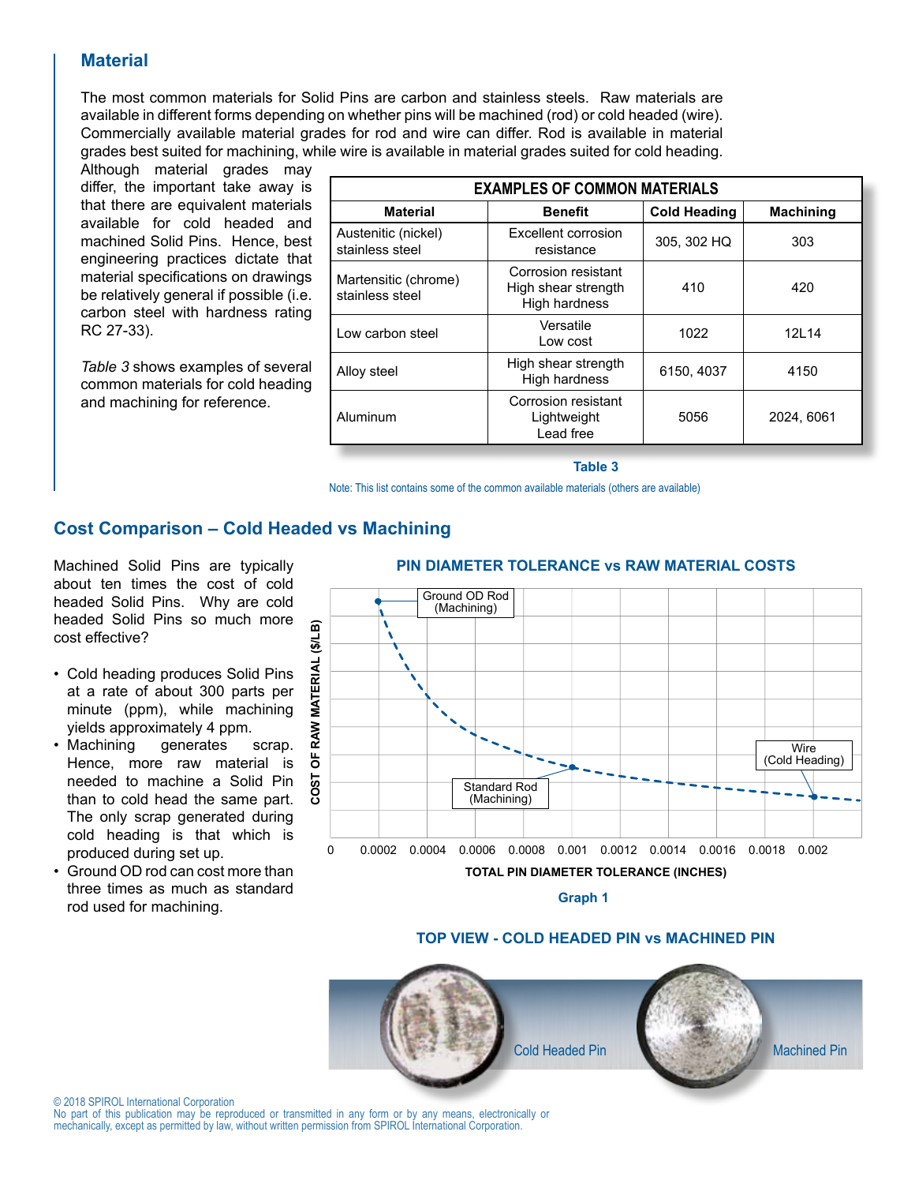## Material

The most common materials for Solid Pins are carbon and stainless steels. Raw materials are available in different forms depending on whether pins will be machined (rod) or cold headed (wire). Commercially available material grades for rod and wire can differ. Rod is available in material grades best suited for machining, while wire is available in material grades suited for cold heading. Although material grades may differ, the important take away is that there are equivalent materials available for cold headed and machined Solid Pins. Hence, best engineering practices dictate that material specifications on drawings be relatively general if possible (i.e. carbon steel with hardness rating RC 27-33).

*Table 3* shows examples of several common materials for cold heading and machining for reference.

| EXAMPLES OF COMMON MATERIALS | | | |
|---|---|---|---|
| **Material** | **Benefit** | **Cold Heading** | **Machining** |
| Austenitic (nickel) stainless steel | Excellent corrosion resistance | 305, 302 HQ | 303 |
| Martensitic (chrome) stainless steel | Corrosion resistant<br>High shear strength<br>High hardness | 410 | 420 |
| Low carbon steel | Versatile<br>Low cost | 1022 | 12L14 |
| Alloy steel | High shear strength<br>High hardness | 6150, 4037 | 4150 |
| Aluminum | Corrosion resistant<br>Lightweight<br>Lead free | 5056 | 2024, 6061 |

**Table 3**

Note: This list contains some of the common available materials (others are available)

## Cost Comparison – Cold Headed vs Machining

Machined Solid Pins are typically about ten times the cost of cold headed Solid Pins. Why are cold headed Solid Pins so much more cost effective?

- Cold heading produces Solid Pins at a rate of about 300 parts per minute (ppm), while machining yields approximately 4 ppm.
- Machining generates scrap. Hence, more raw material is needed to machine a Solid Pin than to cold head the same part. The only scrap generated during cold heading is that which is produced during set up.
- Ground OD rod can cost more than three times as much as standard rod used for machining.

**PIN DIAMETER TOLERANCE vs RAW MATERIAL COSTS**

**Graph 1**

**TOP VIEW - COLD HEADED PIN vs MACHINED PIN**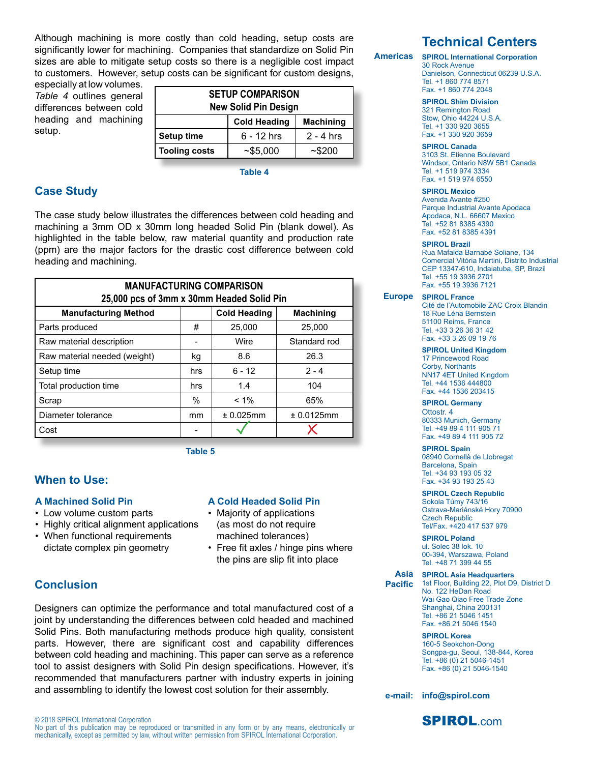Although machining is more costly than cold heading, setup costs are significantly lower for machining. Companies that standardize on Solid Pin sizes are able to mitigate setup costs so there is a negligible cost impact to customers. However, setup costs can be significant for custom designs, especially at low volumes. *Table 4* outlines general differences between cold heading and machining setup.

| SETUP COMPARISON New Solid Pin Design | | |
|---|---|---|
| | **Cold Heading** | **Machining** |
| **Setup time** | 6 - 12 hrs | 2 - 4 hrs |
| **Tooling costs** | ~$5,000 | ~$200 |

**Table 4**

## Case Study

The case study below illustrates the differences between cold heading and machining a 3mm OD x 30mm long headed Solid Pin (blank dowel). As highlighted in the table below, raw material quantity and production rate (ppm) are the major factors for the drastic cost difference between cold heading and machining.

| MANUFACTURING COMPARISON 25,000 pcs of 3mm x 30mm Headed Solid Pin | | | |
|---|---|---|---|
| **Manufacturing Method** | | **Cold Heading** | **Machining** |
| Parts produced | # | 25,000 | 25,000 |
| Raw material description | - | Wire | Standard rod |
| Raw material needed (weight) | kg | 8.6 | 26.3 |
| Setup time | hrs | 6 - 12 | 2 - 4 |
| Total production time | hrs | 1.4 | 104 |
| Scrap | % | < 1% | 65% |
| Diameter tolerance | mm | ± 0.025mm | ± 0.0125mm |
| Cost | - | ✓ | ✗ |

**Table 5**

## When to Use:

### A Machined Solid Pin

- Low volume custom parts
- Highly critical alignment applications
- When functional requirements dictate complex pin geometry

### A Cold Headed Solid Pin

- Majority of applications (as most do not require machined tolerances)
- Free fit axles / hinge pins where the pins are slip fit into place

## Conclusion

Designers can optimize the performance and total manufactured cost of a joint by understanding the differences between cold headed and machined Solid Pins. Both manufacturing methods produce high quality, consistent parts. However, there are significant cost and capability differences between cold heading and machining. This paper can serve as a reference tool to assist designers with Solid Pin design specifications. However, it's recommended that manufacturers partner with industry experts in joining and assembling to identify the lowest cost solution for their assembly.

© 2018 SPIROL International Corporation
No part of this publication may be reproduced or transmitted in any form or by any means, electronically or mechanically, except as permitted by law, without written permission from SPIROL International Corporation.

## Technical Centers

**Americas**

**SPIROL International Corporation**
30 Rock Avenue
Danielson, Connecticut 06239 U.S.A.
Tel. +1 860 774 8571
Fax. +1 860 774 2048

**SPIROL Shim Division**
321 Remington Road
Stow, Ohio 44224 U.S.A.
Tel. +1 330 920 3655
Fax. +1 330 920 3659

**SPIROL Canada**
3103 St. Etienne Boulevard
Windsor, Ontario N8W 5B1 Canada
Tel. +1 519 974 3334
Fax. +1 519 974 6550

**SPIROL Mexico**
Avenida Avante #250
Parque Industrial Avante Apodaca
Apodaca, N.L. 66607 Mexico
Tel. +52 81 8385 4390
Fax. +52 81 8385 4391

**SPIROL Brazil**
Rua Mafalda Barnabé Soliane, 134
Comercial Vitória Martini, Distrito Industrial
CEP 13347-610, Indaiatuba, SP, Brazil
Tel. +55 19 3936 2701
Fax. +55 19 3936 7121

**Europe**

**SPIROL France**
Cité de l'Automobile ZAC Croix Blandin
18 Rue Léna Bernstein
51100 Reims, France
Tel. +33 3 26 36 31 42
Fax. +33 3 26 09 19 76

**SPIROL United Kingdom**
17 Princewood Road
Corby, Northants
NN17 4ET United Kingdom
Tel. +44 1536 444800
Fax. +44 1536 203415

**SPIROL Germany**
Ottostr. 4
80333 Munich, Germany
Tel. +49 89 4 111 905 71
Fax. +49 89 4 111 905 72

**SPIROL Spain**
08940 Cornellà de Llobregat
Barcelona, Spain
Tel. +34 93 193 05 32
Fax. +34 93 193 25 43

**SPIROL Czech Republic**
Sokola Tůmy 743/16
Ostrava-Mariánské Hory 70900
Czech Republic
Tel/Fax. +420 417 537 979

**SPIROL Poland**
ul. Solec 38 lok. 10
00-394, Warszawa, Poland
Tel. +48 71 399 44 55

**Asia Pacific**

**SPIROL Asia Headquarters**
1st Floor, Building 22, Plot D9, District D
No. 122 HeDan Road
Wai Gao Qiao Free Trade Zone
Shanghai, China 200131
Tel. +86 21 5046 1451
Fax. +86 21 5046 1540

**SPIROL Korea**
160-5 Seokchon-Dong
Songpa-gu, Seoul, 138-844, Korea
Tel. +86 (0) 21 5046-1451
Fax. +86 (0) 21 5046-1540

**e-mail:** **info@spirol.com**

**SPIROL**.com